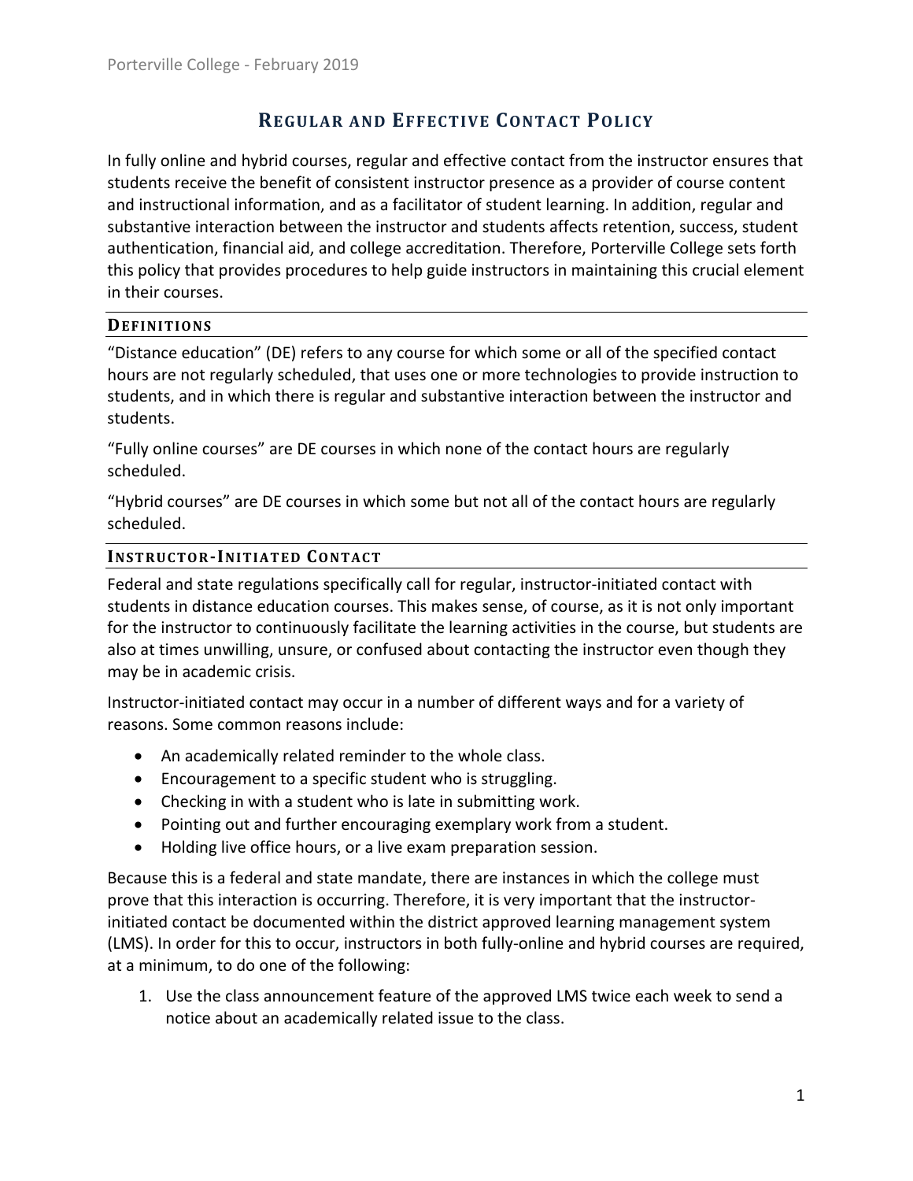# Regular and Effective Contact Policy

In fully online and hybrid courses, regular and effective contact from the instructor ensures that students receive the benefit of consistent instructor presence as a provider of course content and instructional information, and as a facilitator of student learning. In addition, regular and substantive interaction between the instructor and students affects retention, success, student authentication, financial aid, and college accreditation. Therefore, Porterville College sets forth this policy that provides procedures to help guide instructors in maintaining this crucial element in their courses.

## Definitions

"Distance education" (DE) refers to any course for which some or all of the specified contact hours are not regularly scheduled, that uses one or more technologies to provide instruction to students, and in which there is regular and substantive interaction between the instructor and students.

"Fully online courses" are DE courses in which none of the contact hours are regularly scheduled.

"Hybrid courses" are DE courses in which some but not all of the contact hours are regularly scheduled.

## Instructor-Initiated Contact

Federal and state regulations specifically call for regular, instructor-initiated contact with students in distance education courses. This makes sense, of course, as it is not only important for the instructor to continuously facilitate the learning activities in the course, but students are also at times unwilling, unsure, or confused about contacting the instructor even though they may be in academic crisis.

Instructor-initiated contact may occur in a number of different ways and for a variety of reasons. Some common reasons include:

- An academically related reminder to the whole class.
- Encouragement to a specific student who is struggling.
- Checking in with a student who is late in submitting work.
- Pointing out and further encouraging exemplary work from a student.
- Holding live office hours, or a live exam preparation session.

Because this is a federal and state mandate, there are instances in which the college must prove that this interaction is occurring. Therefore, it is very important that the instructor-initiated contact be documented within the district approved learning management system (LMS). In order for this to occur, instructors in both fully-online and hybrid courses are required, at a minimum, to do one of the following:

1. Use the class announcement feature of the approved LMS twice each week to send a notice about an academically related issue to the class.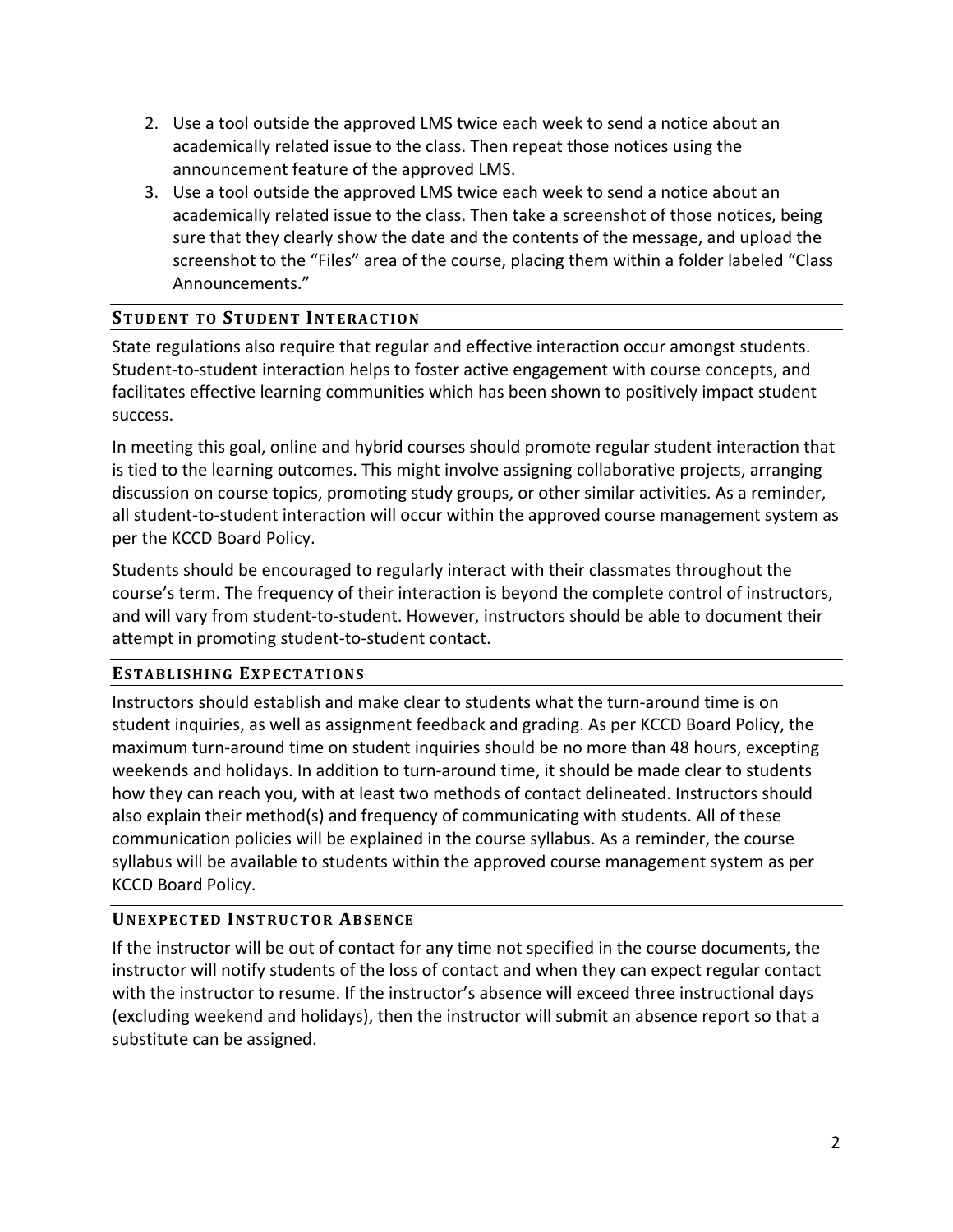2. Use a tool outside the approved LMS twice each week to send a notice about an academically related issue to the class. Then repeat those notices using the announcement feature of the approved LMS.
3. Use a tool outside the approved LMS twice each week to send a notice about an academically related issue to the class. Then take a screenshot of those notices, being sure that they clearly show the date and the contents of the message, and upload the screenshot to the "Files" area of the course, placing them within a folder labeled "Class Announcements."

## Student to Student Interaction

State regulations also require that regular and effective interaction occur amongst students. Student-to-student interaction helps to foster active engagement with course concepts, and facilitates effective learning communities which has been shown to positively impact student success.

In meeting this goal, online and hybrid courses should promote regular student interaction that is tied to the learning outcomes. This might involve assigning collaborative projects, arranging discussion on course topics, promoting study groups, or other similar activities. As a reminder, all student-to-student interaction will occur within the approved course management system as per the KCCD Board Policy.

Students should be encouraged to regularly interact with their classmates throughout the course's term. The frequency of their interaction is beyond the complete control of instructors, and will vary from student-to-student. However, instructors should be able to document their attempt in promoting student-to-student contact.

## Establishing Expectations

Instructors should establish and make clear to students what the turn-around time is on student inquiries, as well as assignment feedback and grading. As per KCCD Board Policy, the maximum turn-around time on student inquiries should be no more than 48 hours, excepting weekends and holidays. In addition to turn-around time, it should be made clear to students how they can reach you, with at least two methods of contact delineated. Instructors should also explain their method(s) and frequency of communicating with students. All of these communication policies will be explained in the course syllabus. As a reminder, the course syllabus will be available to students within the approved course management system as per KCCD Board Policy.

## Unexpected Instructor Absence

If the instructor will be out of contact for any time not specified in the course documents, the instructor will notify students of the loss of contact and when they can expect regular contact with the instructor to resume. If the instructor's absence will exceed three instructional days (excluding weekend and holidays), then the instructor will submit an absence report so that a substitute can be assigned.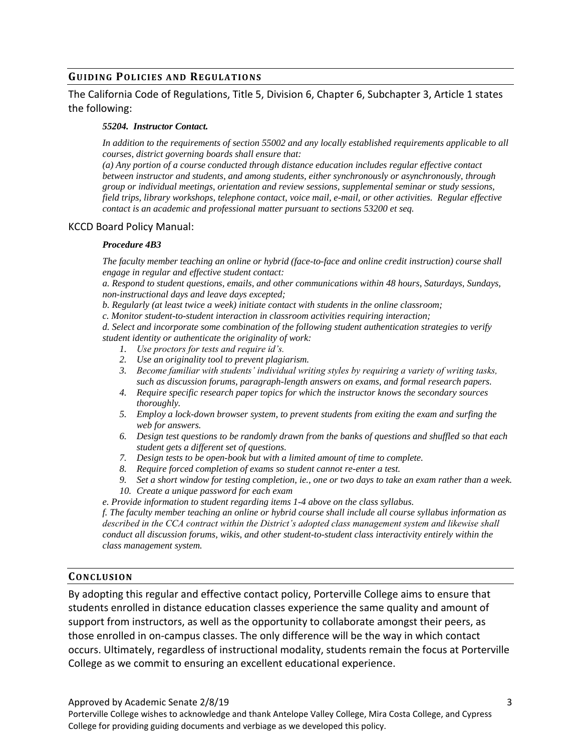## GUIDING POLICIES AND REGULATIONS

The California Code of Regulations, Title 5, Division 6, Chapter 6, Subchapter 3, Article 1 states the following:

> ***55204. Instructor Contact.***
>
> *In addition to the requirements of section 55002 and any locally established requirements applicable to all courses, district governing boards shall ensure that:*
> *(a) Any portion of a course conducted through distance education includes regular effective contact between instructor and students, and among students, either synchronously or asynchronously, through group or individual meetings, orientation and review sessions, supplemental seminar or study sessions, field trips, library workshops, telephone contact, voice mail, e-mail, or other activities. Regular effective contact is an academic and professional matter pursuant to sections 53200 et seq.*

KCCD Board Policy Manual:

> ***Procedure 4B3***
>
> *The faculty member teaching an online or hybrid (face-to-face and online credit instruction) course shall engage in regular and effective student contact:*
> *a. Respond to student questions, emails, and other communications within 48 hours, Saturdays, Sundays, non-instructional days and leave days excepted;*
> *b. Regularly (at least twice a week) initiate contact with students in the online classroom;*
> *c. Monitor student-to-student interaction in classroom activities requiring interaction;*
> *d. Select and incorporate some combination of the following student authentication strategies to verify student identity or authenticate the originality of work:*
>
> 1. *Use proctors for tests and require id's.*
> 2. *Use an originality tool to prevent plagiarism.*
> 3. *Become familiar with students' individual writing styles by requiring a variety of writing tasks, such as discussion forums, paragraph-length answers on exams, and formal research papers.*
> 4. *Require specific research paper topics for which the instructor knows the secondary sources thoroughly.*
> 5. *Employ a lock-down browser system, to prevent students from exiting the exam and surfing the web for answers.*
> 6. *Design test questions to be randomly drawn from the banks of questions and shuffled so that each student gets a different set of questions.*
> 7. *Design tests to be open-book but with a limited amount of time to complete.*
> 8. *Require forced completion of exams so student cannot re-enter a test.*
> 9. *Set a short window for testing completion, ie., one or two days to take an exam rather than a week.*
> 10. *Create a unique password for each exam*
>
> *e. Provide information to student regarding items 1-4 above on the class syllabus.*
> *f. The faculty member teaching an online or hybrid course shall include all course syllabus information as described in the CCA contract within the District's adopted class management system and likewise shall conduct all discussion forums, wikis, and other student-to-student class interactivity entirely within the class management system.*

## CONCLUSION

By adopting this regular and effective contact policy, Porterville College aims to ensure that students enrolled in distance education classes experience the same quality and amount of support from instructors, as well as the opportunity to collaborate amongst their peers, as those enrolled in on-campus classes. The only difference will be the way in which contact occurs. Ultimately, regardless of instructional modality, students remain the focus at Porterville College as we commit to ensuring an excellent educational experience.

Approved by Academic Senate 2/8/19

Porterville College wishes to acknowledge and thank Antelope Valley College, Mira Costa College, and Cypress College for providing guiding documents and verbiage as we developed this policy.